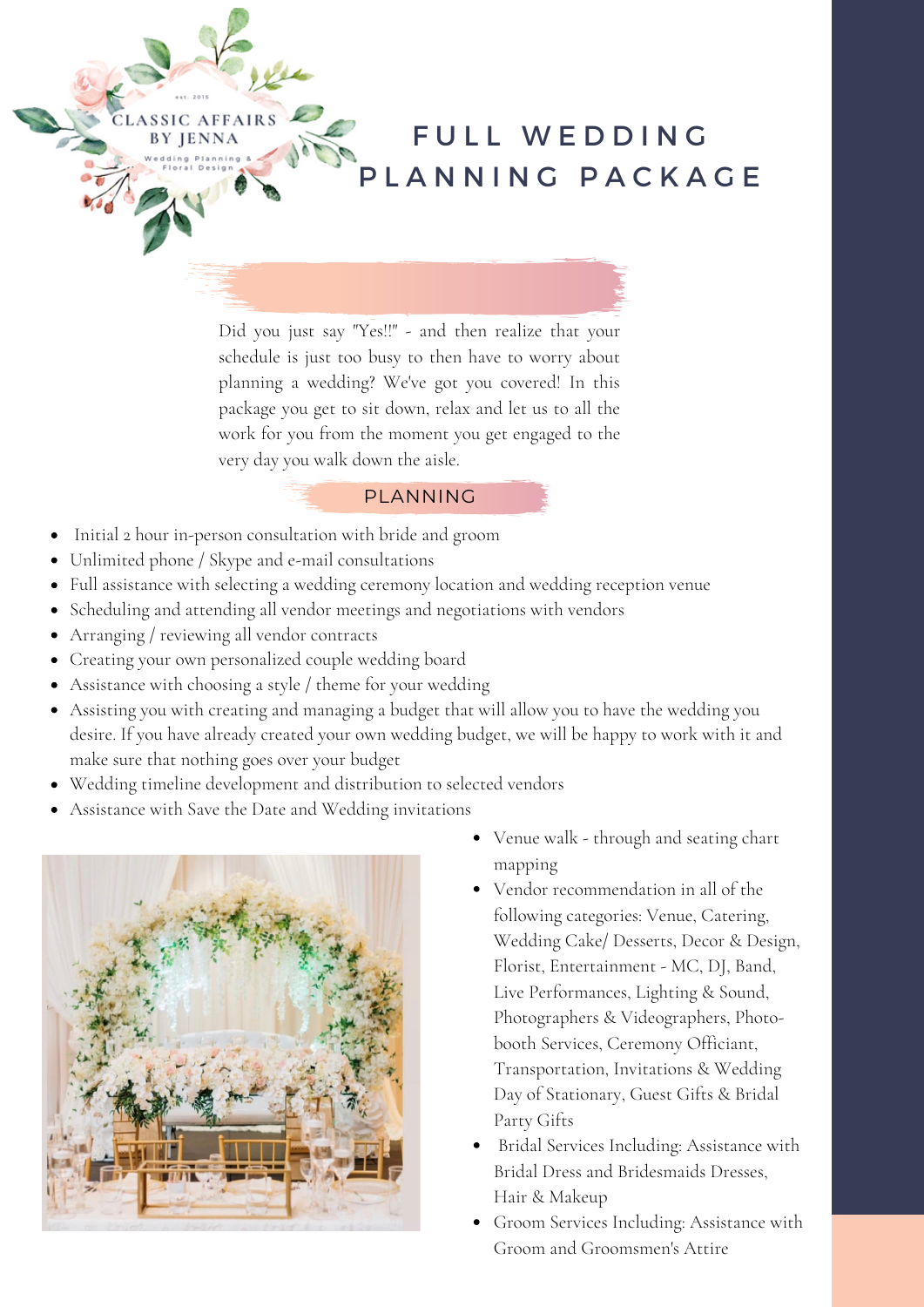CLASSIC AFFAIRS BY JENNA

est. 2015

Wedding Planning & Floral Design

# FULL WEDDING PLANNING PACKAGE

Did you just say "Yes!!" - and then realize that your schedule is just too busy to then have to worry about planning a wedding? We've got you covered! In this package you get to sit down, relax and let us to all the work for you from the moment you get engaged to the very day you walk down the aisle.

## PLANNING

- Initial 2 hour in-person consultation with bride and groom
- Unlimited phone / Skype and e-mail consultations
- Full assistance with selecting a wedding ceremony location and wedding reception venue
- Scheduling and attending all vendor meetings and negotiations with vendors
- Arranging / reviewing all vendor contracts
- Creating your own personalized couple wedding board
- Assistance with choosing a style / theme for your wedding
- Assisting you with creating and managing a budget that will allow you to have the wedding you desire. If you have already created your own wedding budget, we will be happy to work with it and make sure that nothing goes over your budget
- Wedding timeline development and distribution to selected vendors
- Assistance with Save the Date and Wedding invitations
- Venue walk - through and seating chart mapping
- Vendor recommendation in all of the following categories: Venue, Catering, Wedding Cake/ Desserts, Decor & Design, Florist, Entertainment - MC, DJ, Band, Live Performances, Lighting & Sound, Photographers & Videographers, Photo-booth Services, Ceremony Officiant, Transportation, Invitations & Wedding Day of Stationary, Guest Gifts & Bridal Party Gifts
- Bridal Services Including: Assistance with Bridal Dress and Bridesmaids Dresses, Hair & Makeup
- Groom Services Including: Assistance with Groom and Groomsmen's Attire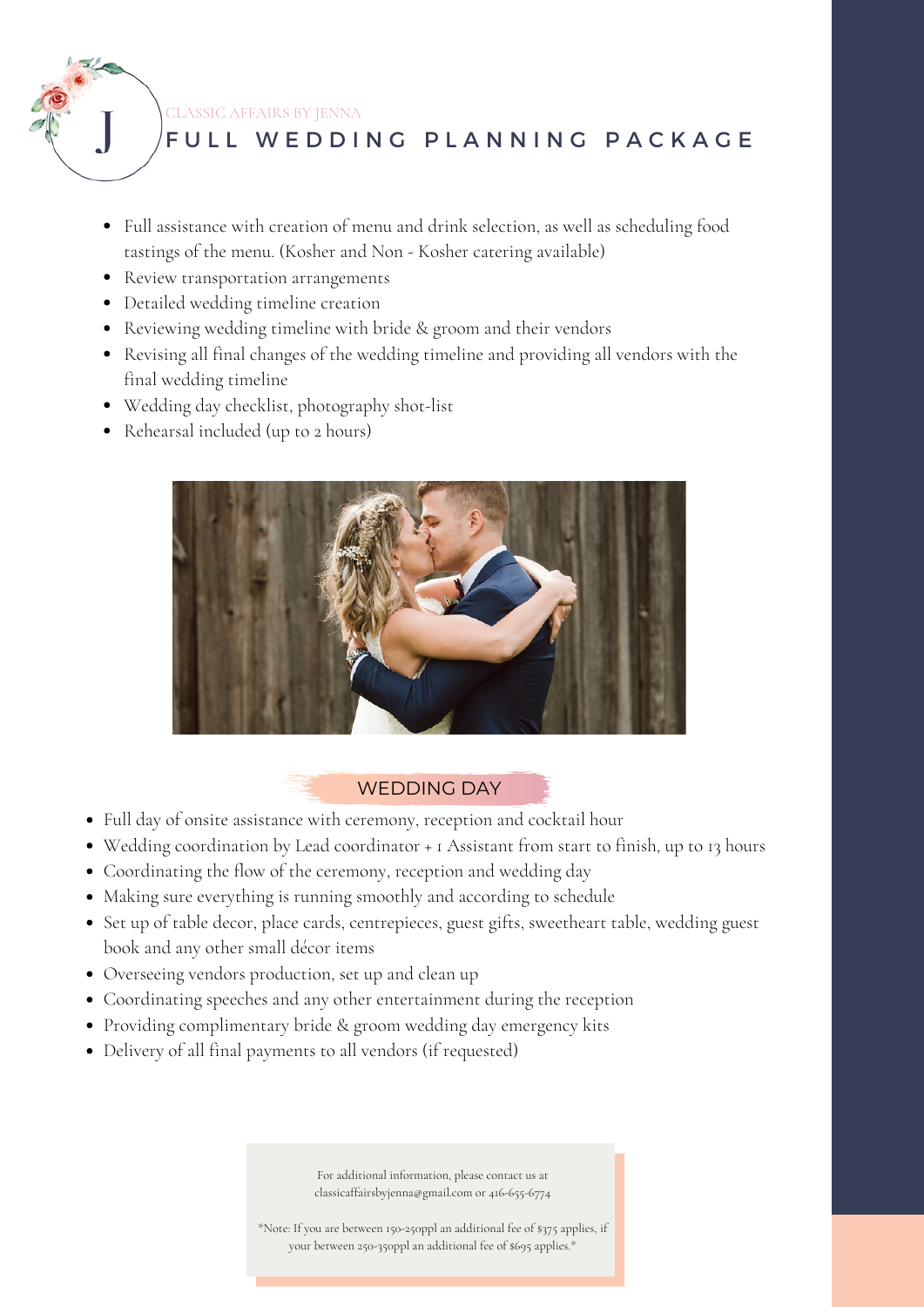CLASSIC AFFAIRS BY JENNA

# FULL WEDDING PLANNING PACKAGE

- Full assistance with creation of menu and drink selection, as well as scheduling food tastings of the menu. (Kosher and Non - Kosher catering available)
- Review transportation arrangements
- Detailed wedding timeline creation
- Reviewing wedding timeline with bride & groom and their vendors
- Revising all final changes of the wedding timeline and providing all vendors with the final wedding timeline
- Wedding day checklist, photography shot-list
- Rehearsal included (up to 2 hours)

## WEDDING DAY

- Full day of onsite assistance with ceremony, reception and cocktail hour
- Wedding coordination by Lead coordinator + 1 Assistant from start to finish, up to 13 hours
- Coordinating the flow of the ceremony, reception and wedding day
- Making sure everything is running smoothly and according to schedule
- Set up of table decor, place cards, centrepieces, guest gifts, sweetheart table, wedding guest book and any other small décor items
- Overseeing vendors production, set up and clean up
- Coordinating speeches and any other entertainment during the reception
- Providing complimentary bride & groom wedding day emergency kits
- Delivery of all final payments to all vendors (if requested)

For additional information, please contact us at classicaffairsbyjenna@gmail.com or 416-655-6774

*Note: If you are between 150-250ppl an additional fee of $375 applies, if your between 250-350ppl an additional fee of $695 applies.*